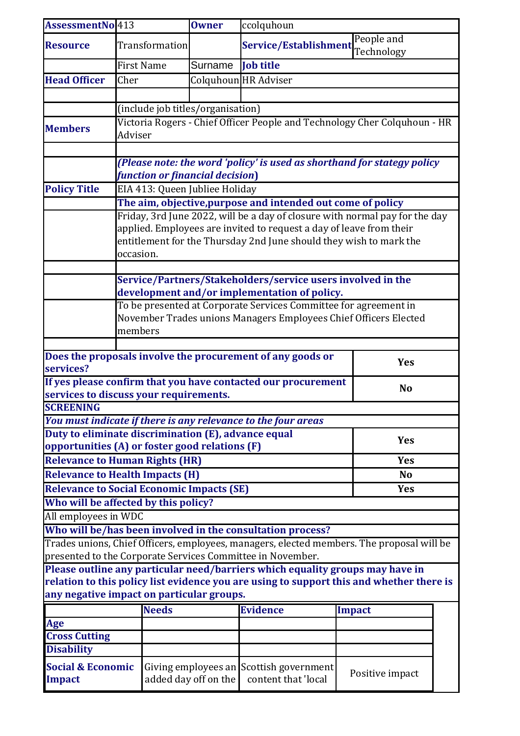| **AssessmentNo** | 413 | **Owner** | ccolquhoun | |
|---|---|---|---|---|
| **Resource** | Transformation | | **Service/Establishment** | People and Technology |
| | First Name | Surname | **Job title** | |
| **Head Officer** | Cher | Colquhoun | HR Adviser | |
| | | | | |
| | (include job titles/organisation) | | | |
| **Members** | Victoria Rogers - Chief Officer People and Technology Cher Colquhoun - HR Adviser | | | |
| | | | | |
| | ***(Please note: the word 'policy' is used as shorthand for stategy policy function or financial decision)*** | | | |
| **Policy Title** | EIA 413: Queen Jubliee Holiday | | | |
| | **The aim, objective,purpose and intended out come of policy** | | | |
| | Friday, 3rd June 2022, will be a day of closure with normal pay for the day applied. Employees are invited to request a day of leave from their entitlement for the Thursday 2nd June should they wish to mark the occasion. | | | |
| | | | | |
| | **Service/Partners/Stakeholders/service users involved in the development and/or implementation of policy.** | | | |
| | To be presented at Corporate Services Committee for agreement in November Trades unions Managers Employees Chief Officers Elected members | | | |

| | |
|---|---|
| **Does the proposals involve the procurement of any goods or services?** | **Yes** |
| **If yes please confirm that you have contacted our procurement services to discuss your requirements.** | **No** |
| **SCREENING** | |
| ***You must indicate if there is any relevance to the four areas*** | |
| **Duty to eliminate discrimination (E), advance equal opportunities (A) or foster good relations (F)** | **Yes** |
| **Relevance to Human Rights (HR)** | **Yes** |
| **Relevance to Health Impacts (H)** | **No** |
| **Relevance to Social Economic Impacts (SE)** | **Yes** |
| **Who will be affected by this policy?** | |
| All employees in WDC | |
| **Who will be/has been involved in the consultation process?** | |
| Trades unions, Chief Officers, employees, managers, elected members. The proposal will be presented to the Corporate Services Committee in November. | |
| **Please outline any particular need/barriers which equality groups may have in relation to this policy list evidence you are using to support this and whether there is any negative impact on particular groups.** | |

| | **Needs** | **Evidence** | **Impact** |
|---|---|---|---|
| **Age** | | | |
| **Cross Cutting** | | | |
| **Disability** | | | |
| **Social & Economic Impact** | Giving employees an added day off on the | Scottish government content that 'local | Positive impact |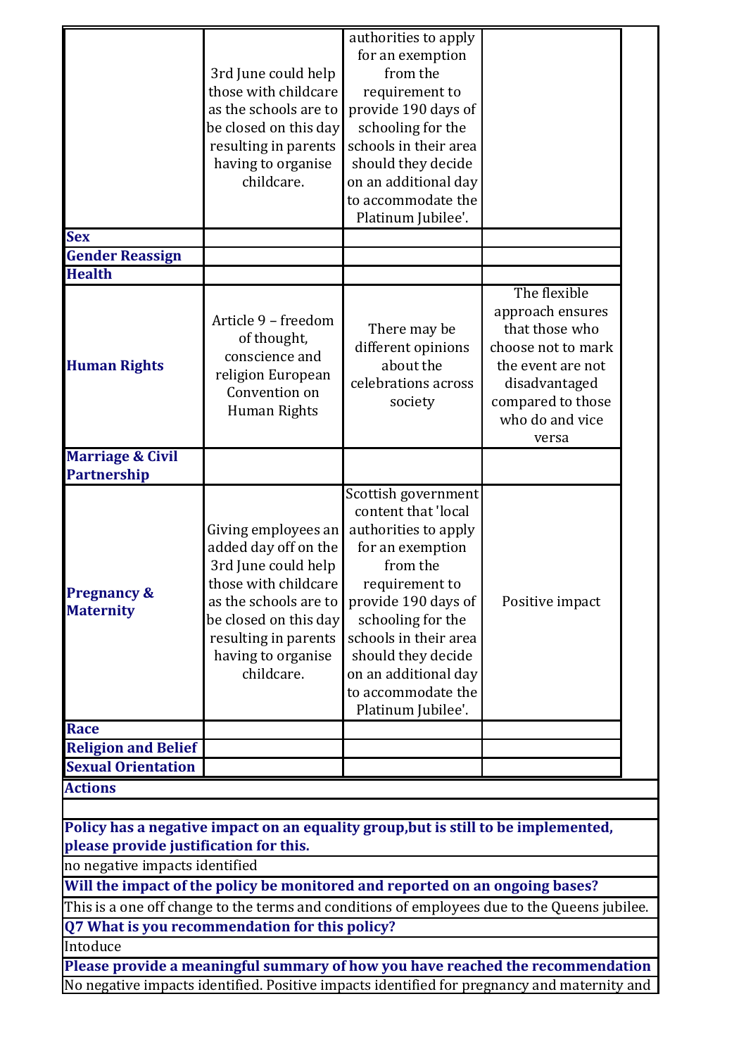| | | | |
|---|---|---|---|
| | 3rd June could help those with childcare as the schools are to be closed on this day resulting in parents having to organise childcare. | authorities to apply for an exemption from the requirement to provide 190 days of schooling for the schools in their area should they decide on an additional day to accommodate the Platinum Jubilee'. | |
| **Sex** | | | |
| **Gender Reassign** | | | |
| **Health** | | | |
| **Human Rights** | Article 9 – freedom of thought, conscience and religion European Convention on Human Rights | There may be different opinions about the celebrations across society | The flexible approach ensures that those who choose not to mark the event are not disadvantaged compared to those who do and vice versa |
| **Marriage & Civil Partnership** | | | |
| **Pregnancy & Maternity** | Giving employees an added day off on the 3rd June could help those with childcare as the schools are to be closed on this day resulting in parents having to organise childcare. | Scottish government content that 'local authorities to apply for an exemption from the requirement to provide 190 days of schooling for the schools in their area should they decide on an additional day to accommodate the Platinum Jubilee'. | Positive impact |
| **Race** | | | |
| **Religion and Belief** | | | |
| **Sexual Orientation** | | | |

**Actions**

**Policy has a negative impact on an equality group,but is still to be implemented, please provide justification for this.**

no negative impacts identified

**Will the impact of the policy be monitored and reported on an ongoing bases?**

This is a one off change to the terms and conditions of employees due to the Queens jubilee.

**Q7 What is you recommendation for this policy?**

Intoduce

**Please provide a meaningful summary of how you have reached the recommendation**

No negative impacts identified. Positive impacts identified for pregnancy and maternity and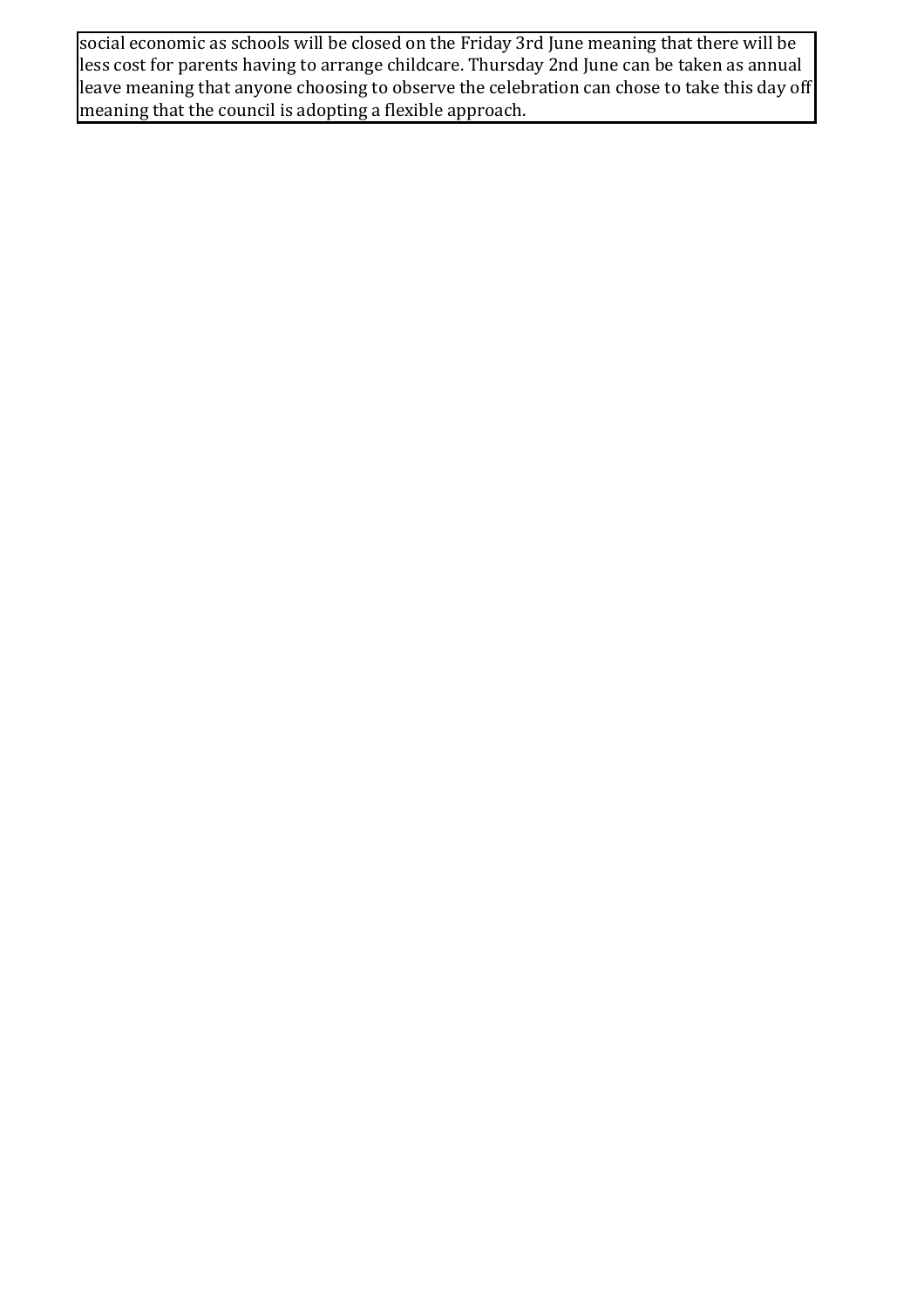| |
|---|
| social economic as schools will be closed on the Friday 3rd June meaning that there will be less cost for parents having to arrange childcare. Thursday 2nd June can be taken as annual leave meaning that anyone choosing to observe the celebration can chose to take this day off meaning that the council is adopting a flexible approach. |